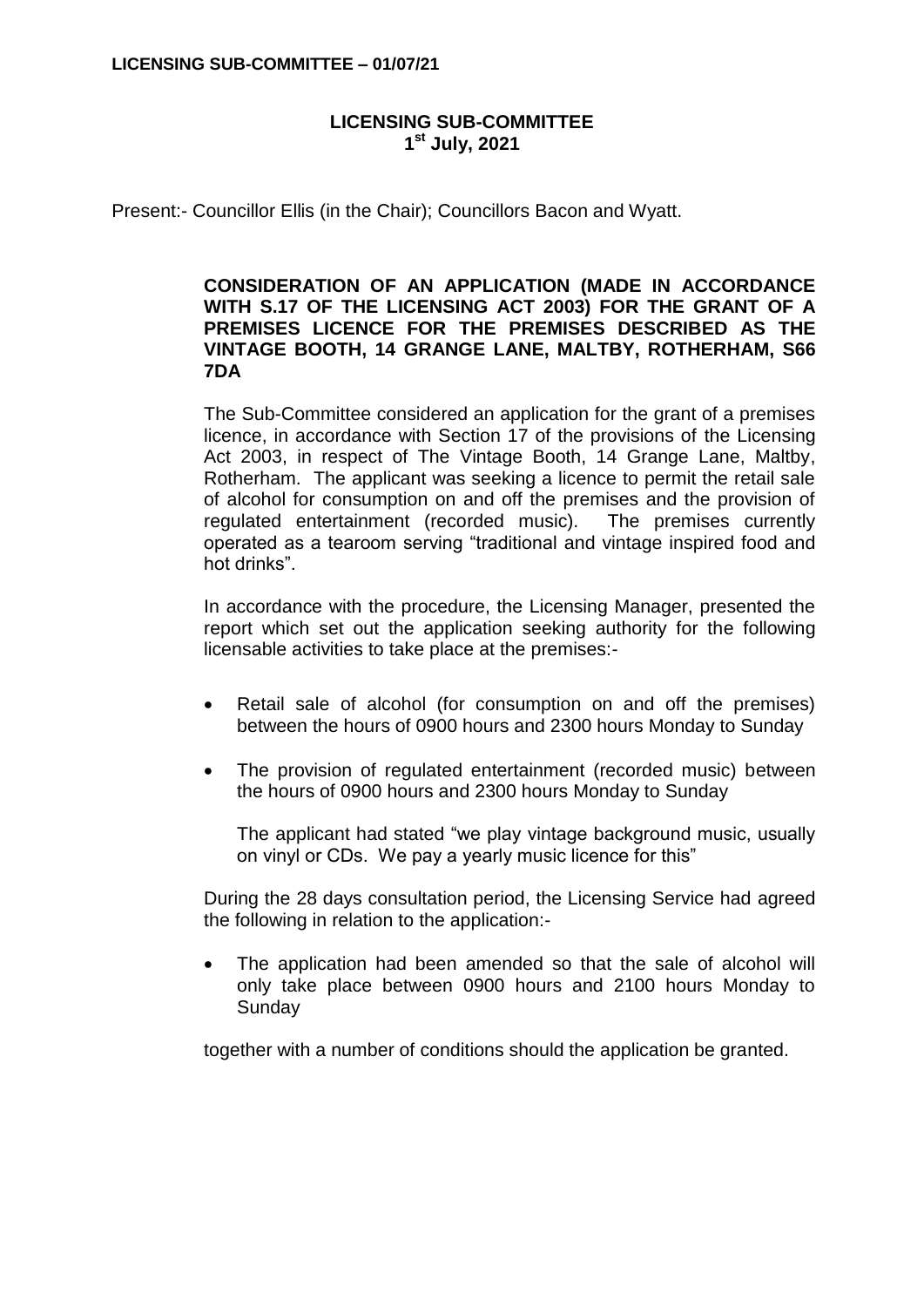# LICENSING SUB-COMMITTEE
## 1st July, 2021

Present:- Councillor Ellis (in the Chair); Councillors Bacon and Wyatt.

### CONSIDERATION OF AN APPLICATION (MADE IN ACCORDANCE WITH S.17 OF THE LICENSING ACT 2003) FOR THE GRANT OF A PREMISES LICENCE FOR THE PREMISES DESCRIBED AS THE VINTAGE BOOTH, 14 GRANGE LANE, MALTBY, ROTHERHAM, S66 7DA

The Sub-Committee considered an application for the grant of a premises licence, in accordance with Section 17 of the provisions of the Licensing Act 2003, in respect of The Vintage Booth, 14 Grange Lane, Maltby, Rotherham. The applicant was seeking a licence to permit the retail sale of alcohol for consumption on and off the premises and the provision of regulated entertainment (recorded music). The premises currently operated as a tearoom serving "traditional and vintage inspired food and hot drinks".

In accordance with the procedure, the Licensing Manager, presented the report which set out the application seeking authority for the following licensable activities to take place at the premises:-

- Retail sale of alcohol (for consumption on and off the premises) between the hours of 0900 hours and 2300 hours Monday to Sunday
- The provision of regulated entertainment (recorded music) between the hours of 0900 hours and 2300 hours Monday to Sunday

  The applicant had stated "we play vintage background music, usually on vinyl or CDs. We pay a yearly music licence for this"

During the 28 days consultation period, the Licensing Service had agreed the following in relation to the application:-

- The application had been amended so that the sale of alcohol will only take place between 0900 hours and 2100 hours Monday to Sunday

together with a number of conditions should the application be granted.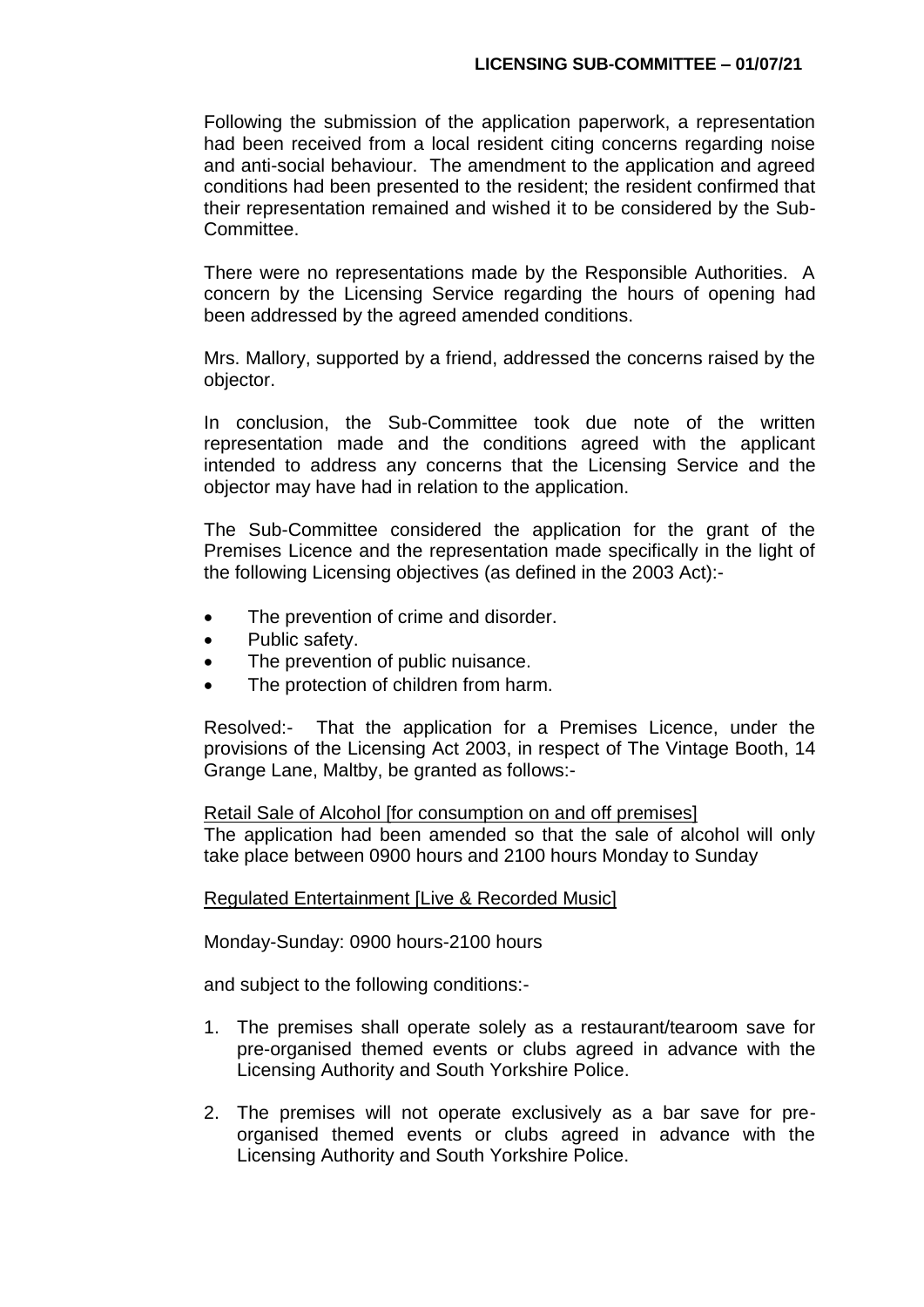Following the submission of the application paperwork, a representation had been received from a local resident citing concerns regarding noise and anti-social behaviour. The amendment to the application and agreed conditions had been presented to the resident; the resident confirmed that their representation remained and wished it to be considered by the Sub-Committee.

There were no representations made by the Responsible Authorities. A concern by the Licensing Service regarding the hours of opening had been addressed by the agreed amended conditions.

Mrs. Mallory, supported by a friend, addressed the concerns raised by the objector.

In conclusion, the Sub-Committee took due note of the written representation made and the conditions agreed with the applicant intended to address any concerns that the Licensing Service and the objector may have had in relation to the application.

The Sub-Committee considered the application for the grant of the Premises Licence and the representation made specifically in the light of the following Licensing objectives (as defined in the 2003 Act):-

- The prevention of crime and disorder.
- Public safety.
- The prevention of public nuisance.
- The protection of children from harm.

Resolved:- That the application for a Premises Licence, under the provisions of the Licensing Act 2003, in respect of The Vintage Booth, 14 Grange Lane, Maltby, be granted as follows:-

Retail Sale of Alcohol [for consumption on and off premises]
The application had been amended so that the sale of alcohol will only take place between 0900 hours and 2100 hours Monday to Sunday

Regulated Entertainment [Live & Recorded Music]

Monday-Sunday: 0900 hours-2100 hours

and subject to the following conditions:-

1. The premises shall operate solely as a restaurant/tearoom save for pre-organised themed events or clubs agreed in advance with the Licensing Authority and South Yorkshire Police.

2. The premises will not operate exclusively as a bar save for pre-organised themed events or clubs agreed in advance with the Licensing Authority and South Yorkshire Police.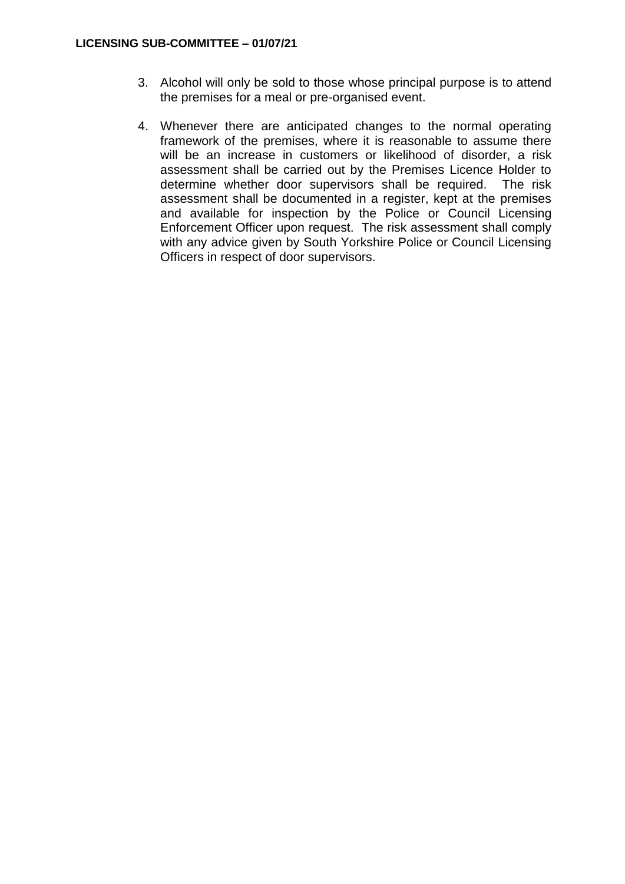3. Alcohol will only be sold to those whose principal purpose is to attend the premises for a meal or pre-organised event.

4. Whenever there are anticipated changes to the normal operating framework of the premises, where it is reasonable to assume there will be an increase in customers or likelihood of disorder, a risk assessment shall be carried out by the Premises Licence Holder to determine whether door supervisors shall be required. The risk assessment shall be documented in a register, kept at the premises and available for inspection by the Police or Council Licensing Enforcement Officer upon request. The risk assessment shall comply with any advice given by South Yorkshire Police or Council Licensing Officers in respect of door supervisors.